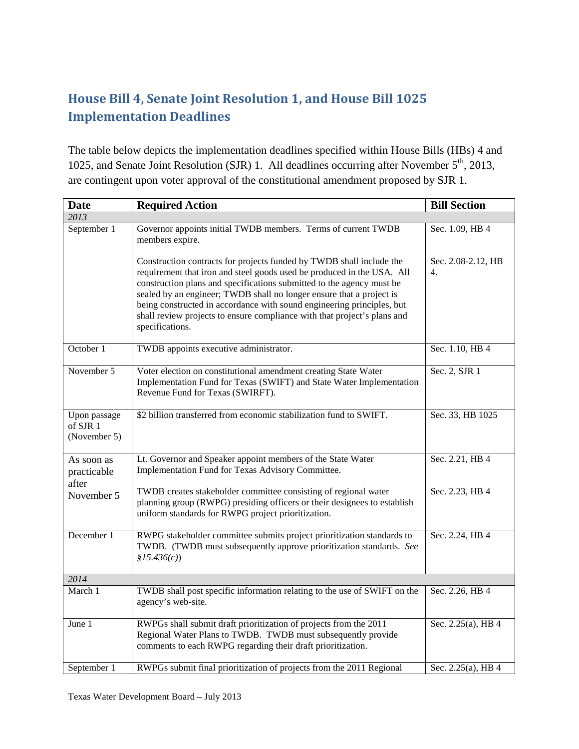## House Bill 4, Senate Joint Resolution 1, and House Bill 1025 Implementation Deadlines

The table below depicts the implementation deadlines specified within House Bills (HBs) 4 and 1025, and Senate Joint Resolution (SJR) 1. All deadlines occurring after November 5th, 2013, are contingent upon voter approval of the constitutional amendment proposed by SJR 1.

| Date | Required Action | Bill Section |
|---|---|---|
| *2013* | | |
| September 1 | Governor appoints initial TWDB members. Terms of current TWDB members expire. | Sec. 1.09, HB 4 |
| | Construction contracts for projects funded by TWDB shall include the requirement that iron and steel goods used be produced in the USA. All construction plans and specifications submitted to the agency must be sealed by an engineer; TWDB shall no longer ensure that a project is being constructed in accordance with sound engineering principles, but shall review projects to ensure compliance with that project's plans and specifications. | Sec. 2.08-2.12, HB 4. |
| October 1 | TWDB appoints executive administrator. | Sec. 1.10, HB 4 |
| November 5 | Voter election on constitutional amendment creating State Water Implementation Fund for Texas (SWIFT) and State Water Implementation Revenue Fund for Texas (SWIRFT). | Sec. 2, SJR 1 |
| Upon passage of SJR 1 (November 5) | $2 billion transferred from economic stabilization fund to SWIFT. | Sec. 33, HB 1025 |
| As soon as practicable after November 5 | Lt. Governor and Speaker appoint members of the State Water Implementation Fund for Texas Advisory Committee. | Sec. 2.21, HB 4 |
| | TWDB creates stakeholder committee consisting of regional water planning group (RWPG) presiding officers or their designees to establish uniform standards for RWPG project prioritization. | Sec. 2.23, HB 4 |
| December 1 | RWPG stakeholder committee submits project prioritization standards to TWDB. (TWDB must subsequently approve prioritization standards. *See §15.436(c)*) | Sec. 2.24, HB 4 |
| *2014* | | |
| March 1 | TWDB shall post specific information relating to the use of SWIFT on the agency's web-site. | Sec. 2.26, HB 4 |
| June 1 | RWPGs shall submit draft prioritization of projects from the 2011 Regional Water Plans to TWDB. TWDB must subsequently provide comments to each RWPG regarding their draft prioritization. | Sec. 2.25(a), HB 4 |
| September 1 | RWPGs submit final prioritization of projects from the 2011 Regional | Sec. 2.25(a), HB 4 |

Texas Water Development Board – July 2013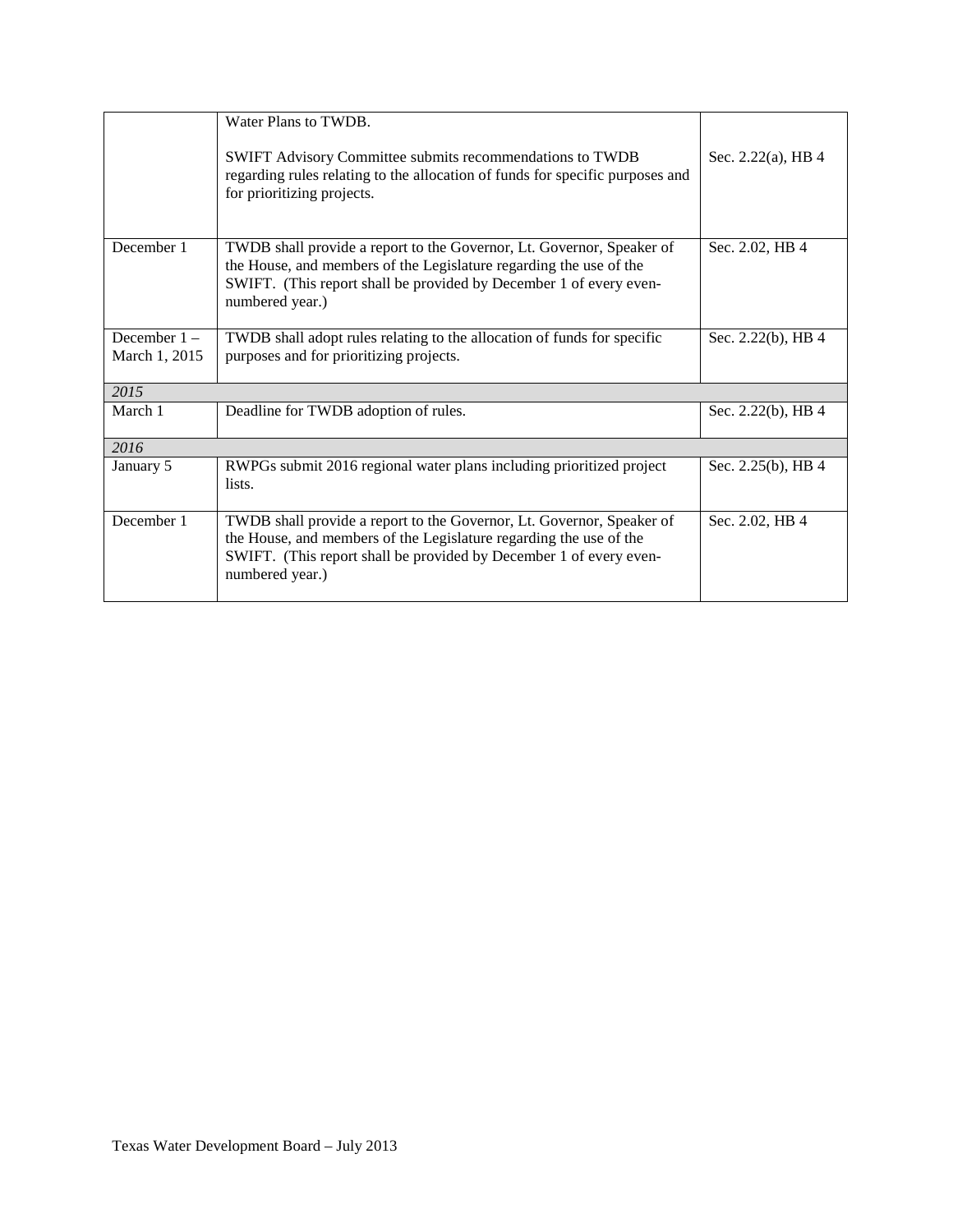|  |  |  |
|---|---|---|
|  | Water Plans to TWDB.<br><br>SWIFT Advisory Committee submits recommendations to TWDB regarding rules relating to the allocation of funds for specific purposes and for prioritizing projects. | Sec. 2.22(a), HB 4 |
| December 1 | TWDB shall provide a report to the Governor, Lt. Governor, Speaker of the House, and members of the Legislature regarding the use of the SWIFT. (This report shall be provided by December 1 of every even-numbered year.) | Sec. 2.02, HB 4 |
| December 1 – March 1, 2015 | TWDB shall adopt rules relating to the allocation of funds for specific purposes and for prioritizing projects. | Sec. 2.22(b), HB 4 |
| *2015* |  |  |
| March 1 | Deadline for TWDB adoption of rules. | Sec. 2.22(b), HB 4 |
| *2016* |  |  |
| January 5 | RWPGs submit 2016 regional water plans including prioritized project lists. | Sec. 2.25(b), HB 4 |
| December 1 | TWDB shall provide a report to the Governor, Lt. Governor, Speaker of the House, and members of the Legislature regarding the use of the SWIFT. (This report shall be provided by December 1 of every even-numbered year.) | Sec. 2.02, HB 4 |

Texas Water Development Board – July 2013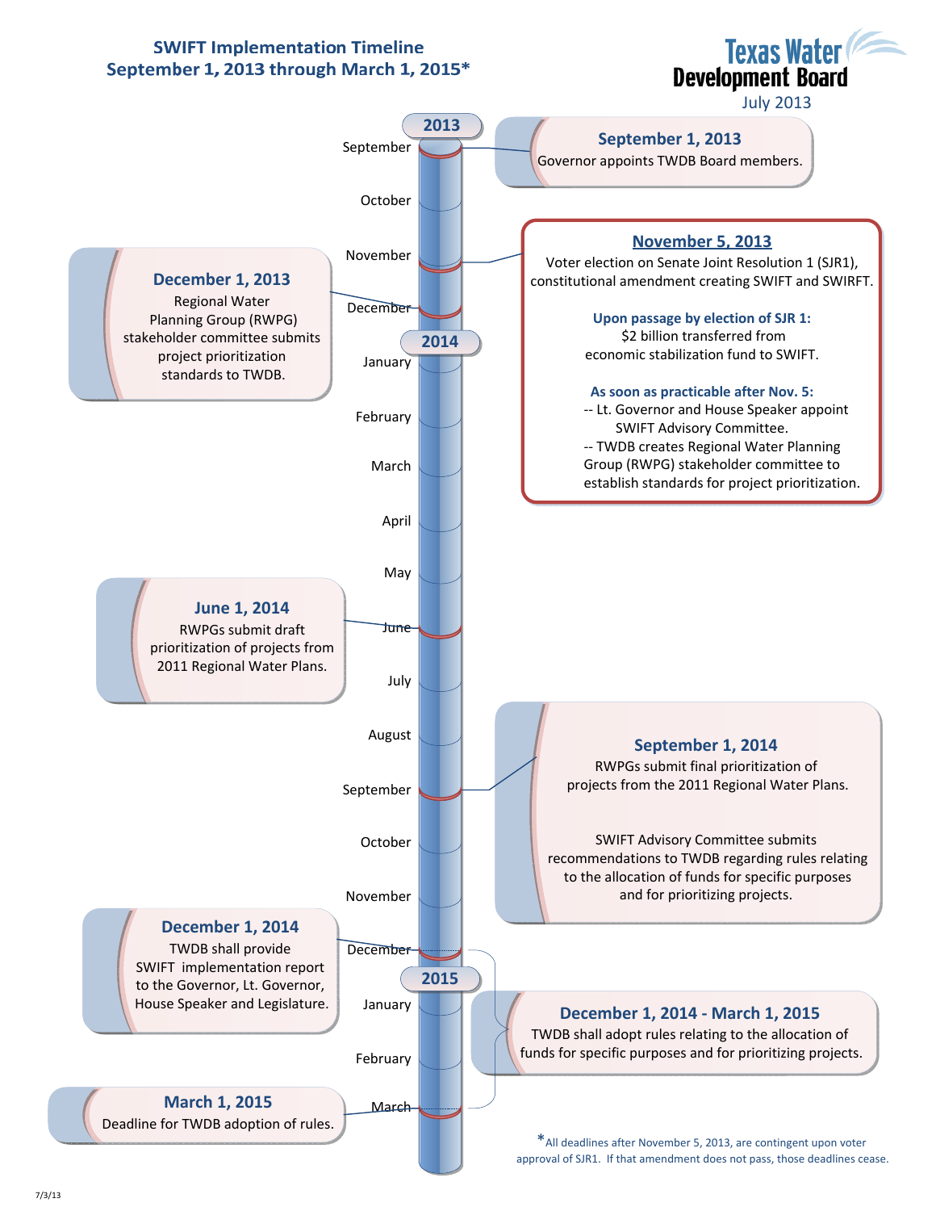# SWIFT Implementation Timeline
## September 1, 2013 through March 1, 2015*

Texas Water Development Board

July 2013

**September 1, 2013**
Governor appoints TWDB Board members.

**November 5, 2013**
Voter election on Senate Joint Resolution 1 (SJR1), constitutional amendment creating SWIFT and SWIRFT.

**Upon passage by election of SJR 1:**
$2 billion transferred from economic stabilization fund to SWIFT.

**As soon as practicable after Nov. 5:**
-- Lt. Governor and House Speaker appoint SWIFT Advisory Committee.
-- TWDB creates Regional Water Planning Group (RWPG) stakeholder committee to establish standards for project prioritization.

**December 1, 2013**
Regional Water Planning Group (RWPG) stakeholder committee submits project prioritization standards to TWDB.

**June 1, 2014**
RWPGs submit draft prioritization of projects from 2011 Regional Water Plans.

**September 1, 2014**
RWPGs submit final prioritization of projects from the 2011 Regional Water Plans.

SWIFT Advisory Committee submits recommendations to TWDB regarding rules relating to the allocation of funds for specific purposes and for prioritizing projects.

**December 1, 2014**
TWDB shall provide SWIFT implementation report to the Governor, Lt. Governor, House Speaker and Legislature.

**December 1, 2014 - March 1, 2015**
TWDB shall adopt rules relating to the allocation of funds for specific purposes and for prioritizing projects.

**March 1, 2015**
Deadline for TWDB adoption of rules.

*All deadlines after November 5, 2013, are contingent upon voter approval of SJR1. If that amendment does not pass, those deadlines cease.

7/3/13